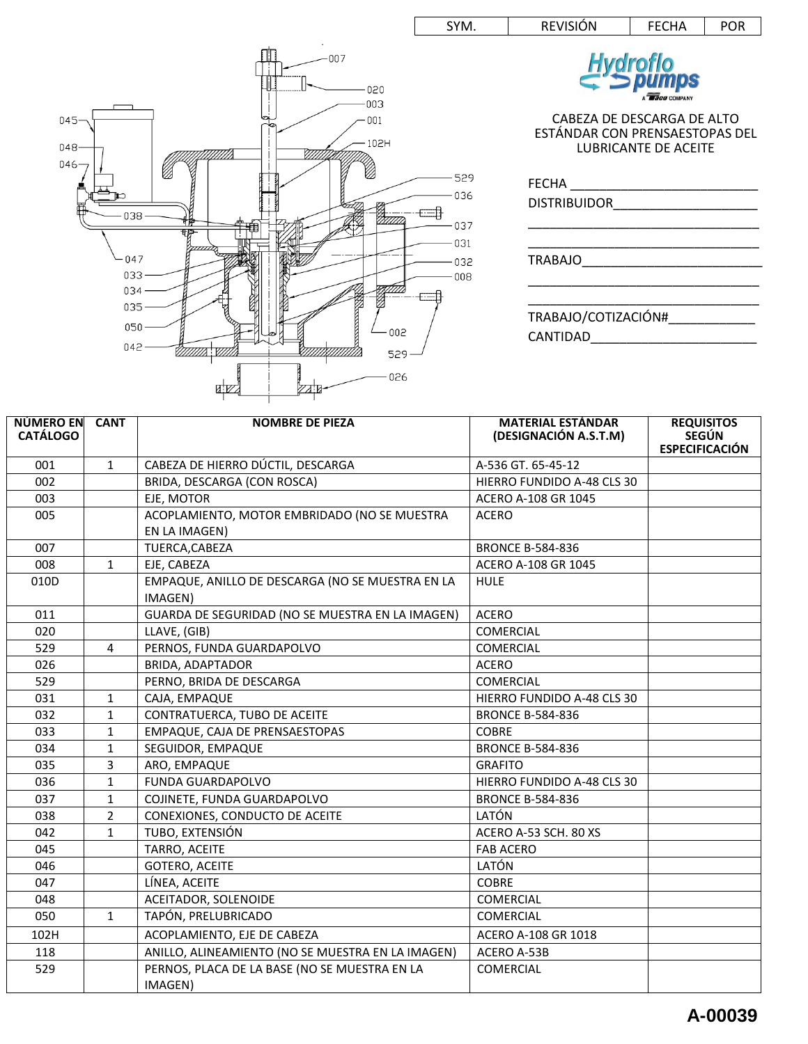| SYM. | REVISIÓN | FECHA | POR |
|---|---|---|---|
| | | | |

Hydroflo pumps

CABEZA DE DESCARGA DE ALTO ESTÁNDAR CON PRENSAESTOPAS DEL LUBRICANTE DE ACEITE

FECHA ____________________________

DISTRIBUIDOR______________________

____________________________________

____________________________________

TRABAJO___________________________

____________________________________

____________________________________

TRABAJO/COTIZACIÓN#_____________

CANTIDAD__________________________

| NÚMERO EN CATÁLOGO | CANT | NOMBRE DE PIEZA | MATERIAL ESTÁNDAR (DESIGNACIÓN A.S.T.M) | REQUISITOS SEGÚN ESPECIFICACIÓN |
|---|---|---|---|---|
| 001 | 1 | CABEZA DE HIERRO DÚCTIL, DESCARGA | A-536 GT. 65-45-12 | |
| 002 | | BRIDA, DESCARGA (CON ROSCA) | HIERRO FUNDIDO A-48 CLS 30 | |
| 003 | | EJE, MOTOR | ACERO A-108 GR 1045 | |
| 005 | | ACOPLAMIENTO, MOTOR EMBRIDADO (NO SE MUESTRA EN LA IMAGEN) | ACERO | |
| 007 | | TUERCA,CABEZA | BRONCE B-584-836 | |
| 008 | 1 | EJE, CABEZA | ACERO A-108 GR 1045 | |
| 010D | | EMPAQUE, ANILLO DE DESCARGA (NO SE MUESTRA EN LA IMAGEN) | HULE | |
| 011 | | GUARDA DE SEGURIDAD (NO SE MUESTRA EN LA IMAGEN) | ACERO | |
| 020 | | LLAVE, (GIB) | COMERCIAL | |
| 529 | 4 | PERNOS, FUNDA GUARDAPOLVO | COMERCIAL | |
| 026 | | BRIDA, ADAPTADOR | ACERO | |
| 529 | | PERNO, BRIDA DE DESCARGA | COMERCIAL | |
| 031 | 1 | CAJA, EMPAQUE | HIERRO FUNDIDO A-48 CLS 30 | |
| 032 | 1 | CONTRATUERCA, TUBO DE ACEITE | BRONCE B-584-836 | |
| 033 | 1 | EMPAQUE, CAJA DE PRENSAESTOPAS | COBRE | |
| 034 | 1 | SEGUIDOR, EMPAQUE | BRONCE B-584-836 | |
| 035 | 3 | ARO, EMPAQUE | GRAFITO | |
| 036 | 1 | FUNDA GUARDAPOLVO | HIERRO FUNDIDO A-48 CLS 30 | |
| 037 | 1 | COJINETE, FUNDA GUARDAPOLVO | BRONCE B-584-836 | |
| 038 | 2 | CONEXIONES, CONDUCTO DE ACEITE | LATÓN | |
| 042 | 1 | TUBO, EXTENSIÓN | ACERO A-53 SCH. 80 XS | |
| 045 | | TARRO, ACEITE | FAB ACERO | |
| 046 | | GOTERO, ACEITE | LATÓN | |
| 047 | | LÍNEA, ACEITE | COBRE | |
| 048 | | ACEITADOR, SOLENOIDE | COMERCIAL | |
| 050 | 1 | TAPÓN, PRELUBRICADO | COMERCIAL | |
| 102H | | ACOPLAMIENTO, EJE DE CABEZA | ACERO A-108 GR 1018 | |
| 118 | | ANILLO, ALINEAMIENTO (NO SE MUESTRA EN LA IMAGEN) | ACERO A-53B | |
| 529 | | PERNOS, PLACA DE LA BASE (NO SE MUESTRA EN LA IMAGEN) | COMERCIAL | |

**A-00039**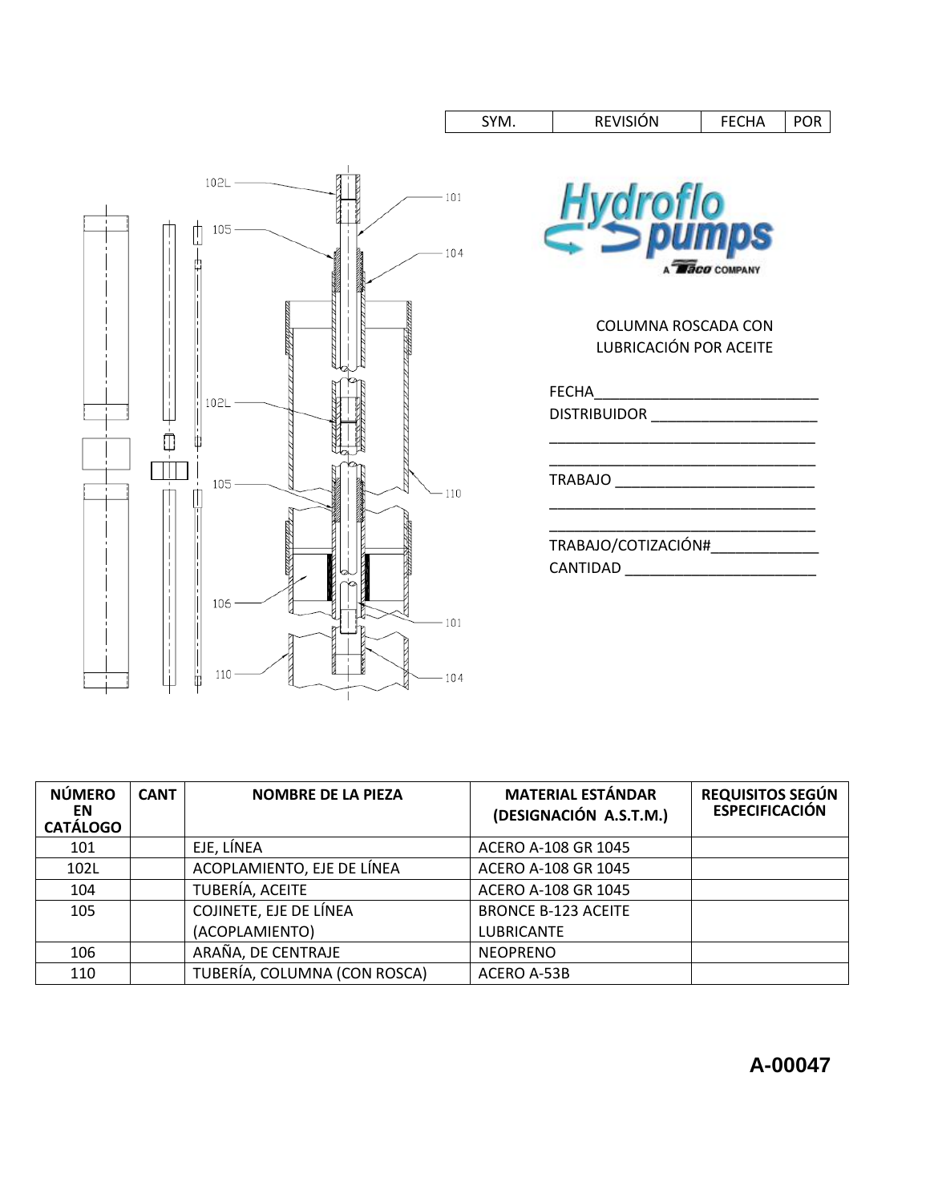| SYM. | REVISIÓN | FECHA | POR |
| --- | --- | --- | --- |

102L, 101, 105, 104, 102L, 105, 110, 106, 101, 110, 104

Hydroflo pumps

A TACO COMPANY

COLUMNA ROSCADA CON LUBRICACIÓN POR ACEITE

FECHA___________________________

DISTRIBUIDOR ____________________

_________________________________

_________________________________

TRABAJO ________________________

_________________________________

_________________________________

TRABAJO/COTIZACIÓN#_____________

CANTIDAD _______________________

| NÚMERO EN CATÁLOGO | CANT | NOMBRE DE LA PIEZA | MATERIAL ESTÁNDAR (DESIGNACIÓN A.S.T.M.) | REQUISITOS SEGÚN ESPECIFICACIÓN |
| --- | --- | --- | --- | --- |
| 101 | | EJE, LÍNEA | ACERO A-108 GR 1045 | |
| 102L | | ACOPLAMIENTO, EJE DE LÍNEA | ACERO A-108 GR 1045 | |
| 104 | | TUBERÍA, ACEITE | ACERO A-108 GR 1045 | |
| 105 | | COJINETE, EJE DE LÍNEA (ACOPLAMIENTO) | BRONCE B-123 ACEITE LUBRICANTE | |
| 106 | | ARAÑA, DE CENTRAJE | NEOPRENO | |
| 110 | | TUBERÍA, COLUMNA (CON ROSCA) | ACERO A-53B | |

**A-00047**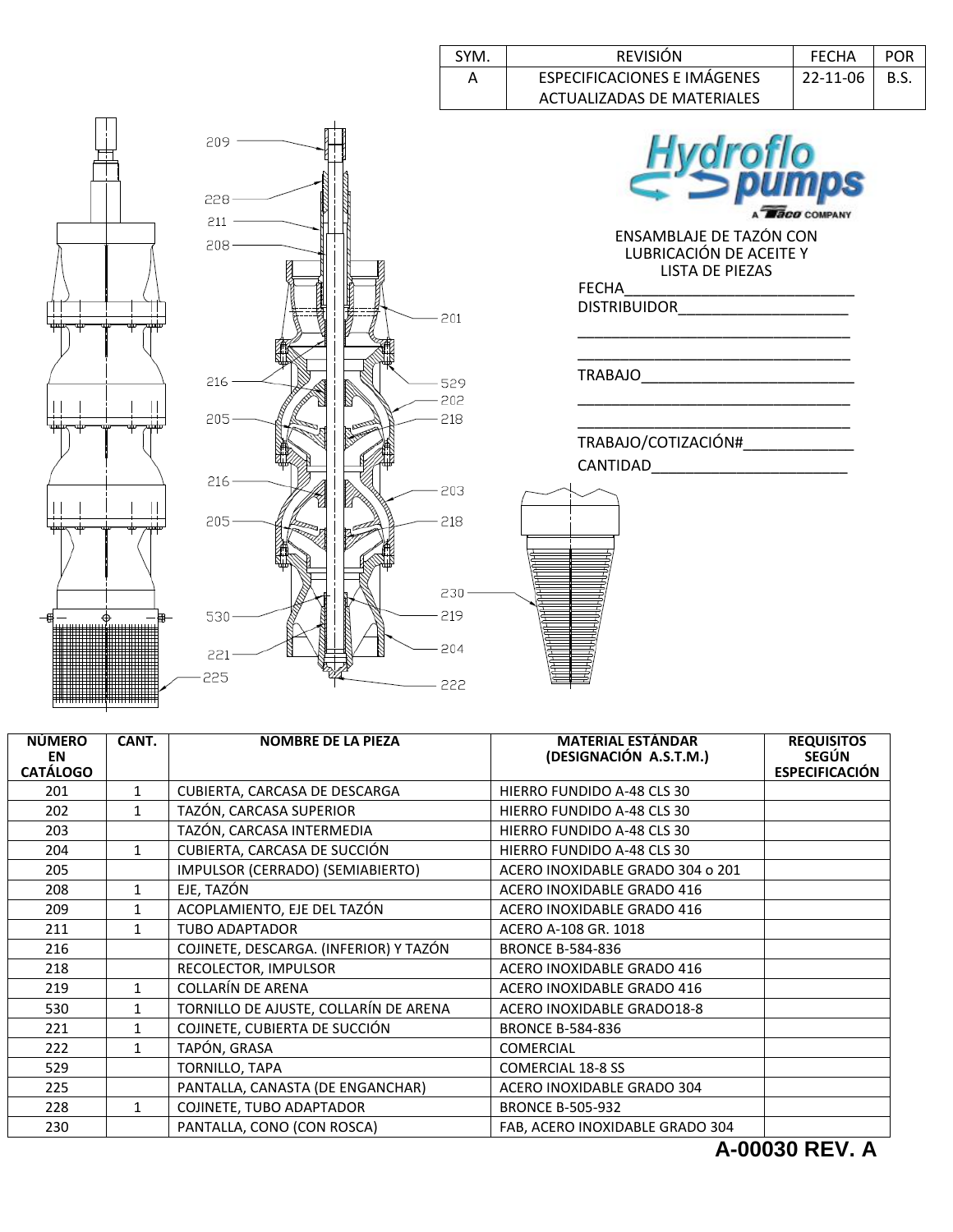| SYM. | REVISIÓN | FECHA | POR |
| --- | --- | --- | --- |
| A | ESPECIFICACIONES E IMÁGENES ACTUALIZADAS DE MATERIALES | 22-11-06 | B.S. |

209
228
211
208
201
216
529
202
205
218
216
203
205
218
230
530
219
221
204
225
222

Hydroflo pumps

A TACO COMPANY

ENSAMBLAJE DE TAZÓN CON LUBRICACIÓN DE ACEITE Y LISTA DE PIEZAS

FECHA___________________________

DISTRIBUIDOR____________________

________________________________

________________________________

TRABAJO_________________________

________________________________

________________________________

TRABAJO/COTIZACIÓN#_____________

CANTIDAD________________________

| NÚMERO EN CATÁLOGO | CANT. | NOMBRE DE LA PIEZA | MATERIAL ESTÁNDAR (DESIGNACIÓN A.S.T.M.) | REQUISITOS SEGÚN ESPECIFICACIÓN |
| --- | --- | --- | --- | --- |
| 201 | 1 | CUBIERTA, CARCASA DE DESCARGA | HIERRO FUNDIDO A-48 CLS 30 | |
| 202 | 1 | TAZÓN, CARCASA SUPERIOR | HIERRO FUNDIDO A-48 CLS 30 | |
| 203 | | TAZÓN, CARCASA INTERMEDIA | HIERRO FUNDIDO A-48 CLS 30 | |
| 204 | 1 | CUBIERTA, CARCASA DE SUCCIÓN | HIERRO FUNDIDO A-48 CLS 30 | |
| 205 | | IMPULSOR (CERRADO) (SEMIABIERTO) | ACERO INOXIDABLE GRADO 304 o 201 | |
| 208 | 1 | EJE, TAZÓN | ACERO INOXIDABLE GRADO 416 | |
| 209 | 1 | ACOPLAMIENTO, EJE DEL TAZÓN | ACERO INOXIDABLE GRADO 416 | |
| 211 | 1 | TUBO ADAPTADOR | ACERO A-108 GR. 1018 | |
| 216 | | COJINETE, DESCARGA. (INFERIOR) Y TAZÓN | BRONCE B-584-836 | |
| 218 | | RECOLECTOR, IMPULSOR | ACERO INOXIDABLE GRADO 416 | |
| 219 | 1 | COLLARÍN DE ARENA | ACERO INOXIDABLE GRADO 416 | |
| 530 | 1 | TORNILLO DE AJUSTE, COLLARÍN DE ARENA | ACERO INOXIDABLE GRADO18-8 | |
| 221 | 1 | COJINETE, CUBIERTA DE SUCCIÓN | BRONCE B-584-836 | |
| 222 | 1 | TAPÓN, GRASA | COMERCIAL | |
| 529 | | TORNILLO, TAPA | COMERCIAL 18-8 SS | |
| 225 | | PANTALLA, CANASTA (DE ENGANCHAR) | ACERO INOXIDABLE GRADO 304 | |
| 228 | 1 | COJINETE, TUBO ADAPTADOR | BRONCE B-505-932 | |
| 230 | | PANTALLA, CONO (CON ROSCA) | FAB, ACERO INOXIDABLE GRADO 304 | |

**A-00030 REV. A**